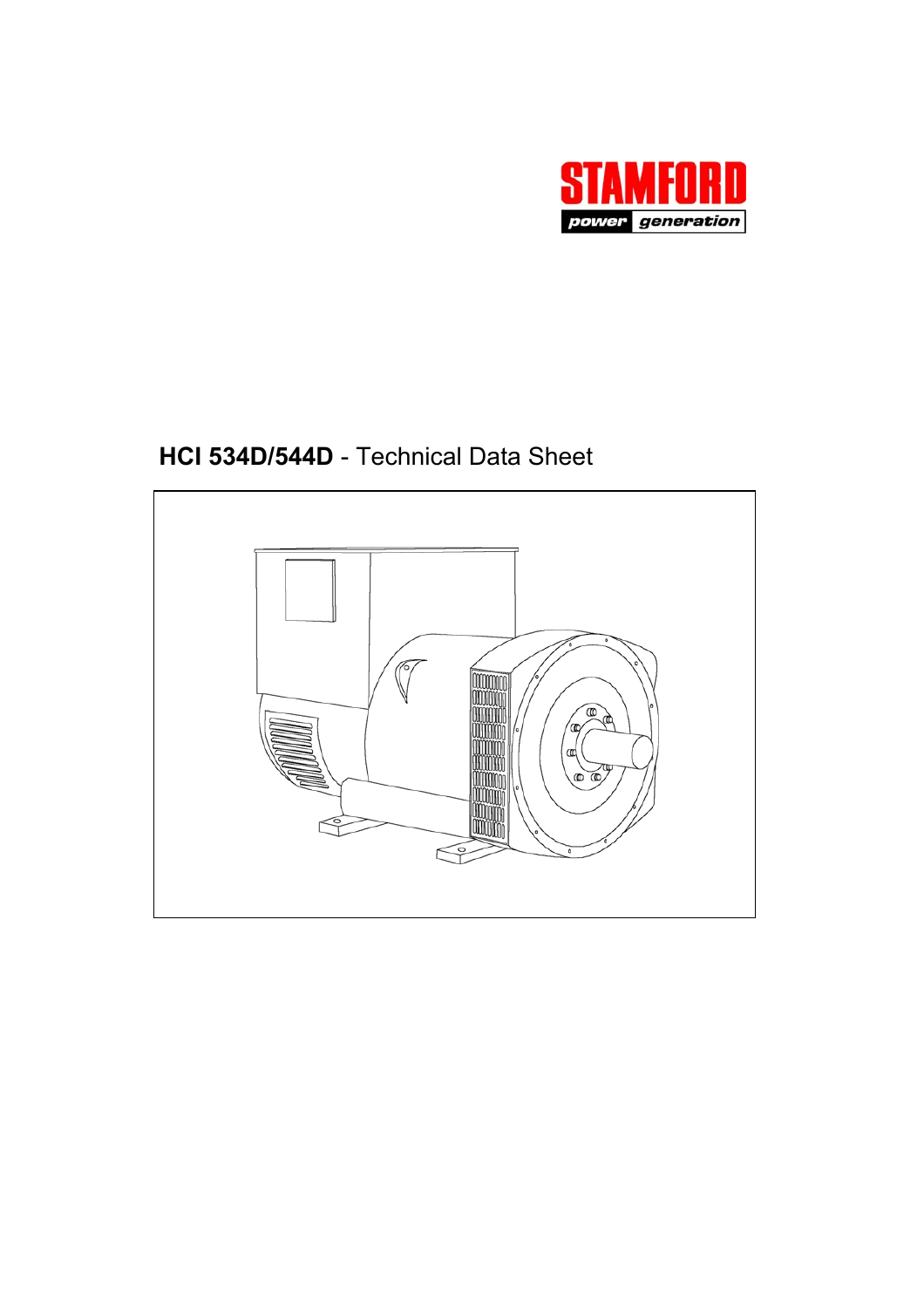STAMFORD

power generation

# **HCI 534D/544D** - Technical Data Sheet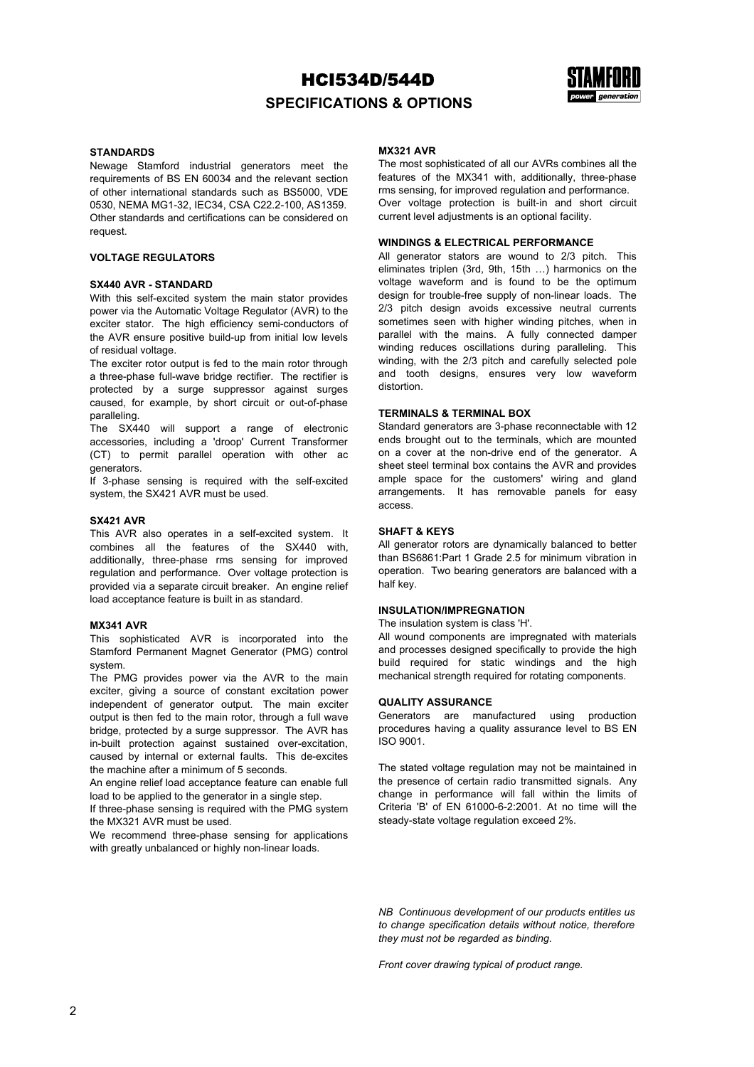# HCI534D/544D

## SPECIFICATIONS & OPTIONS

### STANDARDS

Newage Stamford industrial generators meet the requirements of BS EN 60034 and the relevant section of other international standards such as BS5000, VDE 0530, NEMA MG1-32, IEC34, CSA C22.2-100, AS1359. Other standards and certifications can be considered on request.

### VOLTAGE REGULATORS

#### SX440 AVR - STANDARD

With this self-excited system the main stator provides power via the Automatic Voltage Regulator (AVR) to the exciter stator. The high efficiency semi-conductors of the AVR ensure positive build-up from initial low levels of residual voltage.

The exciter rotor output is fed to the main rotor through a three-phase full-wave bridge rectifier. The rectifier is protected by a surge suppressor against surges caused, for example, by short circuit or out-of-phase paralleling.

The SX440 will support a range of electronic accessories, including a 'droop' Current Transformer (CT) to permit parallel operation with other ac generators.

If 3-phase sensing is required with the self-excited system, the SX421 AVR must be used.

#### SX421 AVR

This AVR also operates in a self-excited system. It combines all the features of the SX440 with, additionally, three-phase rms sensing for improved regulation and performance. Over voltage protection is provided via a separate circuit breaker. An engine relief load acceptance feature is built in as standard.

#### MX341 AVR

This sophisticated AVR is incorporated into the Stamford Permanent Magnet Generator (PMG) control system.

The PMG provides power via the AVR to the main exciter, giving a source of constant excitation power independent of generator output. The main exciter output is then fed to the main rotor, through a full wave bridge, protected by a surge suppressor. The AVR has in-built protection against sustained over-excitation, caused by internal or external faults. This de-excites the machine after a minimum of 5 seconds.

An engine relief load acceptance feature can enable full load to be applied to the generator in a single step.

If three-phase sensing is required with the PMG system the MX321 AVR must be used.

We recommend three-phase sensing for applications with greatly unbalanced or highly non-linear loads.

#### MX321 AVR

The most sophisticated of all our AVRs combines all the features of the MX341 with, additionally, three-phase rms sensing, for improved regulation and performance. Over voltage protection is built-in and short circuit current level adjustments is an optional facility.

### WINDINGS & ELECTRICAL PERFORMANCE

All generator stators are wound to 2/3 pitch. This eliminates triplen (3rd, 9th, 15th …) harmonics on the voltage waveform and is found to be the optimum design for trouble-free supply of non-linear loads. The 2/3 pitch design avoids excessive neutral currents sometimes seen with higher winding pitches, when in parallel with the mains. A fully connected damper winding reduces oscillations during paralleling. This winding, with the 2/3 pitch and carefully selected pole and tooth designs, ensures very low waveform distortion.

### TERMINALS & TERMINAL BOX

Standard generators are 3-phase reconnectable with 12 ends brought out to the terminals, which are mounted on a cover at the non-drive end of the generator. A sheet steel terminal box contains the AVR and provides ample space for the customers' wiring and gland arrangements. It has removable panels for easy access.

### SHAFT & KEYS

All generator rotors are dynamically balanced to better than BS6861:Part 1 Grade 2.5 for minimum vibration in operation. Two bearing generators are balanced with a half key.

### INSULATION/IMPREGNATION

The insulation system is class 'H'.

All wound components are impregnated with materials and processes designed specifically to provide the high build required for static windings and the high mechanical strength required for rotating components.

### QUALITY ASSURANCE

Generators are manufactured using production procedures having a quality assurance level to BS EN ISO 9001.

The stated voltage regulation may not be maintained in the presence of certain radio transmitted signals. Any change in performance will fall within the limits of Criteria 'B' of EN 61000-6-2:2001. At no time will the steady-state voltage regulation exceed 2%.

*NB Continuous development of our products entitles us to change specification details without notice, therefore they must not be regarded as binding.*

*Front cover drawing typical of product range.*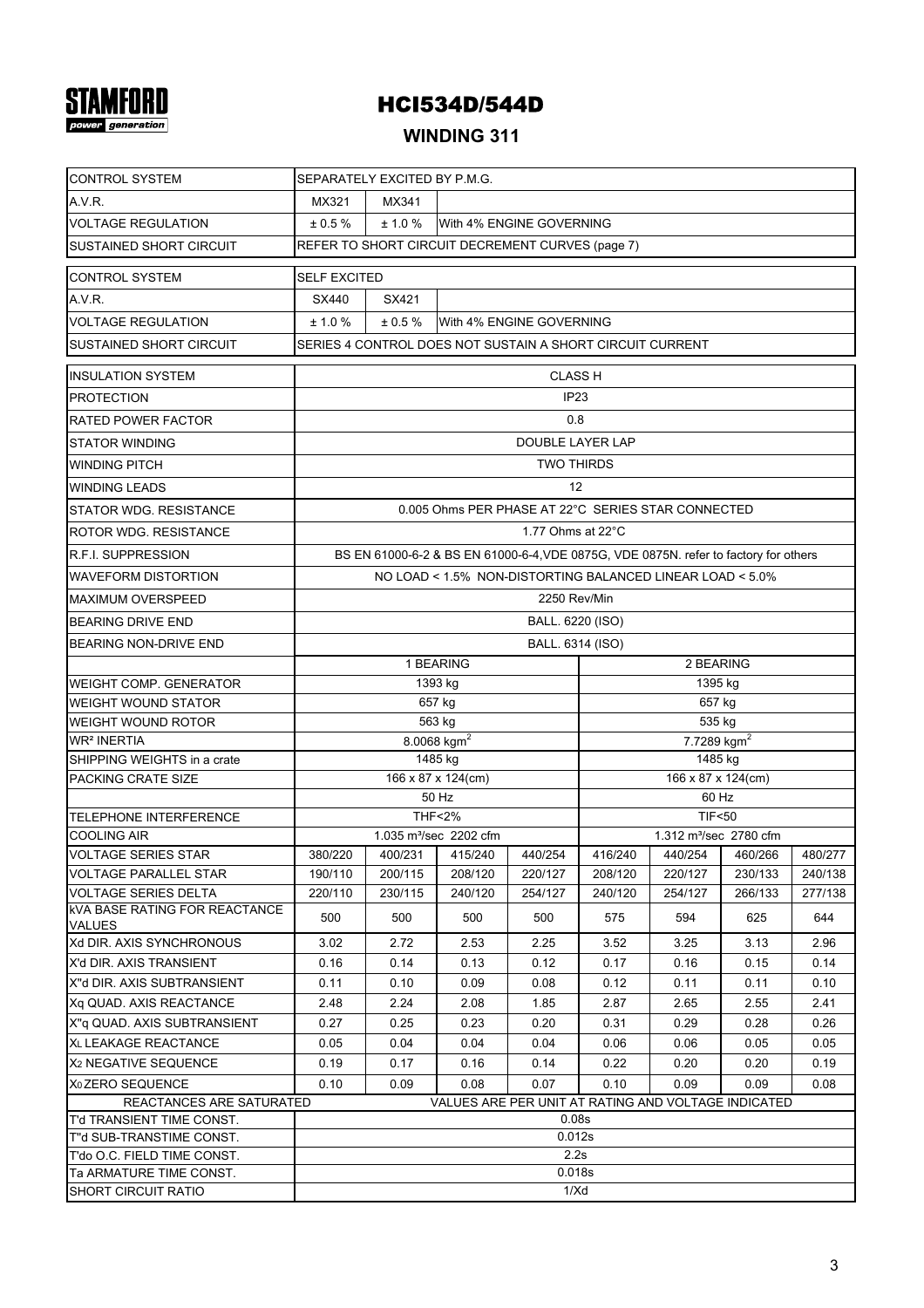STAMFORD
power generation

# HCI534D/544D

## WINDING 311

| CONTROL SYSTEM | SEPARATELY EXCITED BY P.M.G. | | |
|---|---|---|---|
| A.V.R. | MX321 | MX341 | |
| VOLTAGE REGULATION | ± 0.5 % | ± 1.0 % | With 4% ENGINE GOVERNING |
| SUSTAINED SHORT CIRCUIT | REFER TO SHORT CIRCUIT DECREMENT CURVES (page 7) | | |

| CONTROL SYSTEM | SELF EXCITED | | |
|---|---|---|---|
| A.V.R. | SX440 | SX421 | |
| VOLTAGE REGULATION | ± 1.0 % | ± 0.5 % | With 4% ENGINE GOVERNING |
| SUSTAINED SHORT CIRCUIT | SERIES 4 CONTROL DOES NOT SUSTAIN A SHORT CIRCUIT CURRENT | | |

| INSULATION SYSTEM | CLASS H | | | | | | | |
|---|---|---|---|---|---|---|---|---|
| PROTECTION | IP23 | | | | | | | |
| RATED POWER FACTOR | 0.8 | | | | | | | |
| STATOR WINDING | DOUBLE LAYER LAP | | | | | | | |
| WINDING PITCH | TWO THIRDS | | | | | | | |
| WINDING LEADS | 12 | | | | | | | |
| STATOR WDG. RESISTANCE | 0.005 Ohms PER PHASE AT 22°C SERIES STAR CONNECTED | | | | | | | |
| ROTOR WDG. RESISTANCE | 1.77 Ohms at 22°C | | | | | | | |
| R.F.I. SUPPRESSION | BS EN 61000-6-2 & BS EN 61000-6-4,VDE 0875G, VDE 0875N. refer to factory for others | | | | | | | |
| WAVEFORM DISTORTION | NO LOAD < 1.5% NON-DISTORTING BALANCED LINEAR LOAD < 5.0% | | | | | | | |
| MAXIMUM OVERSPEED | 2250 Rev/Min | | | | | | | |
| BEARING DRIVE END | BALL. 6220 (ISO) | | | | | | | |
| BEARING NON-DRIVE END | BALL. 6314 (ISO) | | | | | | | |
| | 1 BEARING | | | | 2 BEARING | | | |
| WEIGHT COMP. GENERATOR | 1393 kg | | | | 1395 kg | | | |
| WEIGHT WOUND STATOR | 657 kg | | | | 657 kg | | | |
| WEIGHT WOUND ROTOR | 563 kg | | | | 535 kg | | | |
| WR² INERTIA | 8.0068 kgm² | | | | 7.7289 kgm² | | | |
| SHIPPING WEIGHTS in a crate | 1485 kg | | | | 1485 kg | | | |
| PACKING CRATE SIZE | 166 x 87 x 124(cm) | | | | 166 x 87 x 124(cm) | | | |
| | 50 Hz | | | | 60 Hz | | | |
| TELEPHONE INTERFERENCE | THF<2% | | | | TIF<50 | | | |
| COOLING AIR | 1.035 m³/sec 2202 cfm | | | | 1.312 m³/sec 2780 cfm | | | |
| VOLTAGE SERIES STAR | 380/220 | 400/231 | 415/240 | 440/254 | 416/240 | 440/254 | 460/266 | 480/277 |
| VOLTAGE PARALLEL STAR | 190/110 | 200/115 | 208/120 | 220/127 | 208/120 | 220/127 | 230/133 | 240/138 |
| VOLTAGE SERIES DELTA | 220/110 | 230/115 | 240/120 | 254/127 | 240/120 | 254/127 | 266/133 | 277/138 |
| kVA BASE RATING FOR REACTANCE VALUES | 500 | 500 | 500 | 500 | 575 | 594 | 625 | 644 |
| Xd DIR. AXIS SYNCHRONOUS | 3.02 | 2.72 | 2.53 | 2.25 | 3.52 | 3.25 | 3.13 | 2.96 |
| X'd DIR. AXIS TRANSIENT | 0.16 | 0.14 | 0.13 | 0.12 | 0.17 | 0.16 | 0.15 | 0.14 |
| X''d DIR. AXIS SUBTRANSIENT | 0.11 | 0.10 | 0.09 | 0.08 | 0.12 | 0.11 | 0.11 | 0.10 |
| Xq QUAD. AXIS REACTANCE | 2.48 | 2.24 | 2.08 | 1.85 | 2.87 | 2.65 | 2.55 | 2.41 |
| X''q QUAD. AXIS SUBTRANSIENT | 0.27 | 0.25 | 0.23 | 0.20 | 0.31 | 0.29 | 0.28 | 0.26 |
| $X_L$ LEAKAGE REACTANCE | 0.05 | 0.04 | 0.04 | 0.04 | 0.06 | 0.06 | 0.05 | 0.05 |
| $X_2$ NEGATIVE SEQUENCE | 0.19 | 0.17 | 0.16 | 0.14 | 0.22 | 0.20 | 0.20 | 0.19 |
| $X_0$ ZERO SEQUENCE | 0.10 | 0.09 | 0.08 | 0.07 | 0.10 | 0.09 | 0.09 | 0.08 |
| REACTANCES ARE SATURATED | VALUES ARE PER UNIT AT RATING AND VOLTAGE INDICATED | | | | | | | |
| T'd TRANSIENT TIME CONST. | 0.08s | | | | | | | |
| T''d SUB-TRANSTIME CONST. | 0.012s | | | | | | | |
| T'do O.C. FIELD TIME CONST. | 2.2s | | | | | | | |
| Ta ARMATURE TIME CONST. | 0.018s | | | | | | | |
| SHORT CIRCUIT RATIO | 1/Xd | | | | | | | |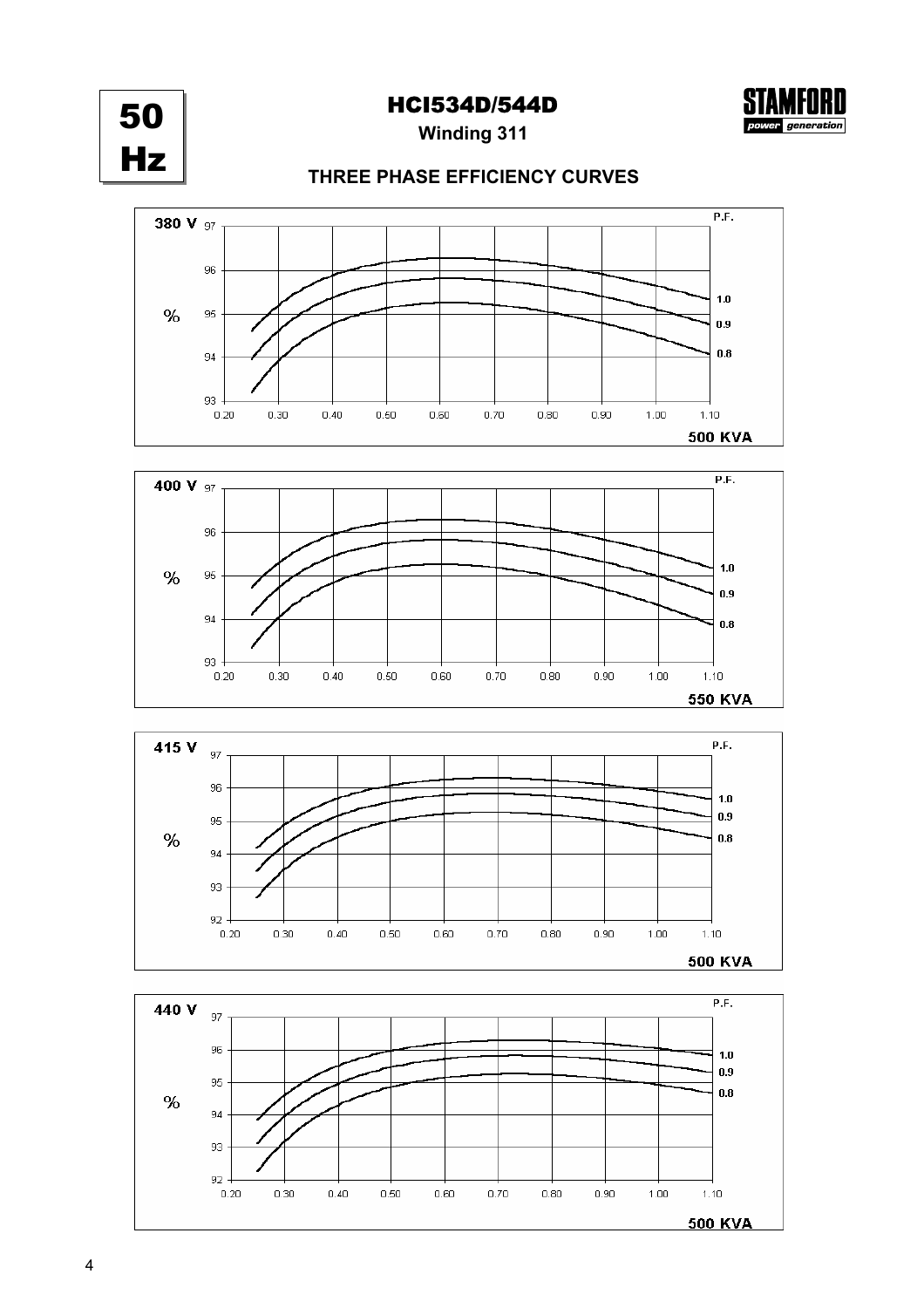# 50 Hz

## HCI534D/544D

**Winding 311**

STAMFORD power generation

### THREE PHASE EFFICIENCY CURVES

**380 V** — % efficiency (93–97) vs. per-unit load (0.20–1.10), P.F. curves 1.0, 0.9, 0.8 — **500 KVA**

**400 V** — % efficiency (93–97) vs. per-unit load (0.20–1.10), P.F. curves 1.0, 0.9, 0.8 — **550 KVA**

**415 V** — % efficiency (92–97) vs. per-unit load (0.20–1.10), P.F. curves 1.0, 0.9, 0.8 — **500 KVA**

**440 V** — % efficiency (92–97) vs. per-unit load (0.20–1.10), P.F. curves 1.0, 0.9, 0.8 — **500 KVA**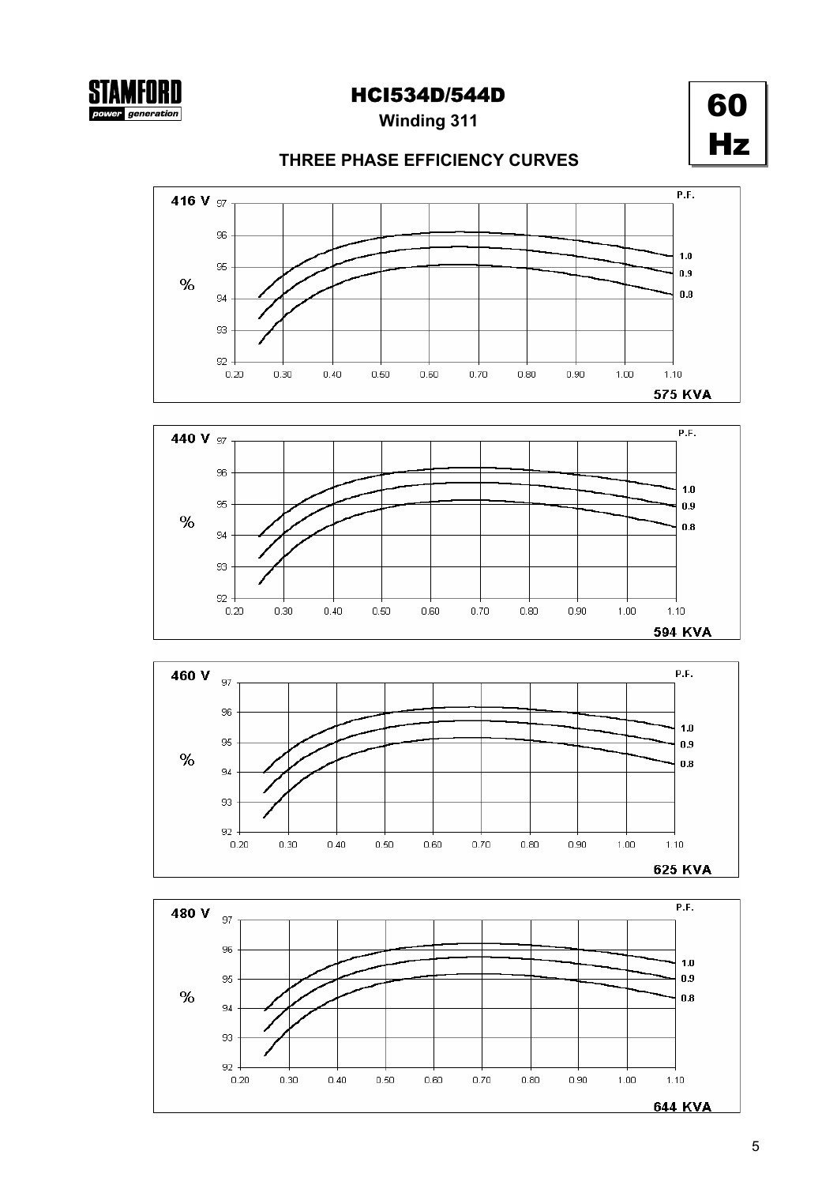# HCI534D/544D

**Winding 311**

# 60 Hz

## THREE PHASE EFFICIENCY CURVES

**416 V**

| P.F. |
|---|
| 1.0 |
| 0.9 |
| 0.8 |

% (92 – 97) vs. 0.20 – 1.10

**575 KVA**

**440 V**

| P.F. |
|---|
| 1.0 |
| 0.9 |
| 0.8 |

% (92 – 97) vs. 0.20 – 1.10

**594 KVA**

**460 V**

| P.F. |
|---|
| 1.0 |
| 0.9 |
| 0.8 |

% (92 – 97) vs. 0.20 – 1.10

**625 KVA**

**480 V**

| P.F. |
|---|
| 1.0 |
| 0.9 |
| 0.8 |

% (92 – 97) vs. 0.20 – 1.10

**644 KVA**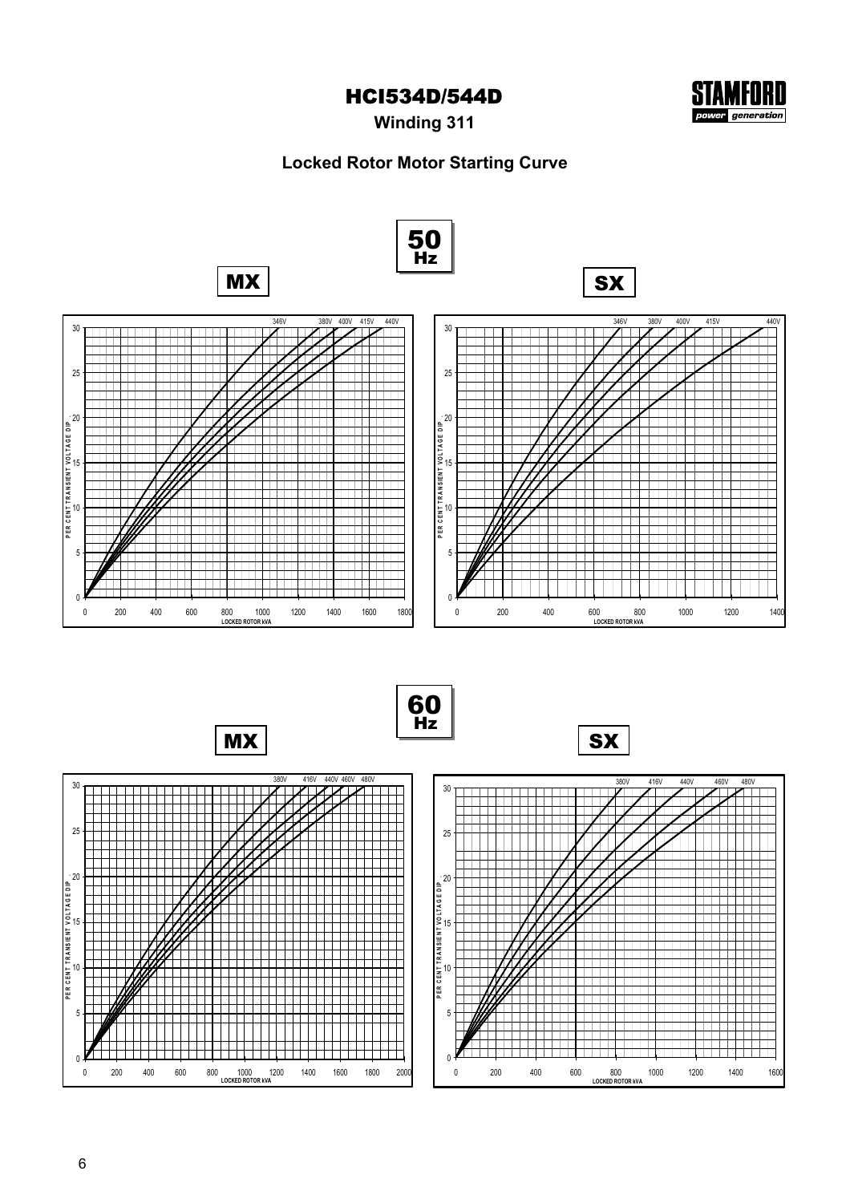# HCI534D/544D

**Winding 311**

## Locked Rotor Motor Starting Curve

**50 Hz**

**MX**

346V 380V 400V 415V 440V

PER CENT TRANSIENT VOLTAGE DIP

LOCKED ROTOR kVA

**SX**

346V 380V 400V 415V 440V

PER CENT TRANSIENT VOLTAGE DIP

LOCKED ROTOR kVA

**60 Hz**

**MX**

380V 416V 440V 460V 480V

PER CENT TRANSIENT VOLTAGE DIP

LOCKED ROTOR kVA

**SX**

380V 416V 440V 460V 480V

PER CENT TRANSIENT VOLTAGE DIP

LOCKED ROTOR kVA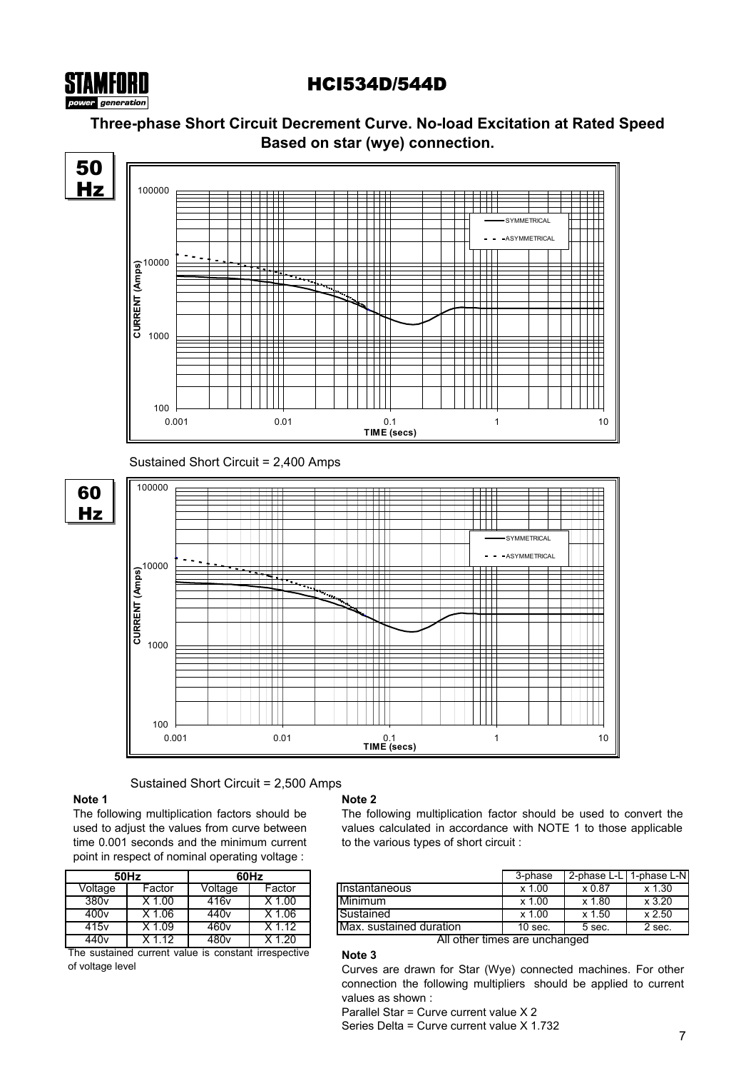# HCI534D/544D

**Three-phase Short Circuit Decrement Curve. No-load Excitation at Rated Speed Based on star (wye) connection.**

**50 Hz**

Sustained Short Circuit = 2,400 Amps

**60 Hz**

Sustained Short Circuit = 2,500 Amps

**Note 1**

The following multiplication factors should be used to adjust the values from curve between time 0.001 seconds and the minimum current point in respect of nominal operating voltage :

| 50Hz | | 60Hz | |
|---|---|---|---|
| Voltage | Factor | Voltage | Factor |
| 380v | X 1.00 | 416v | X 1.00 |
| 400v | X 1.06 | 440v | X 1.06 |
| 415v | X 1.09 | 460v | X 1.12 |
| 440v | X 1.12 | 480v | X 1.20 |

The sustained current value is constant irrespective of voltage level

**Note 2**

The following multiplication factor should be used to convert the values calculated in accordance with NOTE 1 to those applicable to the various types of short circuit :

| | 3-phase | 2-phase L-L | 1-phase L-N |
|---|---|---|---|
| Instantaneous | x 1.00 | x 0.87 | x 1.30 |
| Minimum | x 1.00 | x 1.80 | x 3.20 |
| Sustained | x 1.00 | x 1.50 | x 2.50 |
| Max. sustained duration | 10 sec. | 5 sec. | 2 sec. |

All other times are unchanged

**Note 3**

Curves are drawn for Star (Wye) connected machines. For other connection the following multipliers should be applied to current values as shown :

Parallel Star = Curve current value X 2

Series Delta = Curve current value X 1.732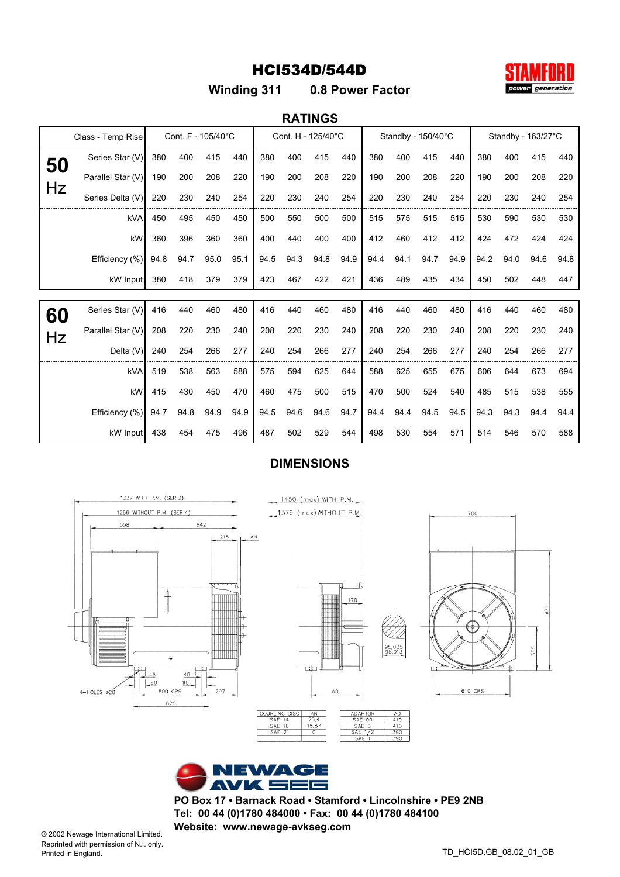# HCI534D/544D

**Winding 311 0.8 Power Factor**

STAMFORD power generation

## RATINGS

| Class - Temp Rise | | Cont. F - 105/40°C | | | | Cont. H - 125/40°C | | | | Standby - 150/40°C | | | | Standby - 163/27°C | | | |
|---|---|---|---|---|---|---|---|---|---|---|---|---|---|---|---|---|---|
| **50 Hz** | Series Star (V) | 380 | 400 | 415 | 440 | 380 | 400 | 415 | 440 | 380 | 400 | 415 | 440 | 380 | 400 | 415 | 440 |
| | Parallel Star (V) | 190 | 200 | 208 | 220 | 190 | 200 | 208 | 220 | 190 | 200 | 208 | 220 | 190 | 200 | 208 | 220 |
| | Series Delta (V) | 220 | 230 | 240 | 254 | 220 | 230 | 240 | 254 | 220 | 230 | 240 | 254 | 220 | 230 | 240 | 254 |
| | kVA | 450 | 495 | 450 | 450 | 500 | 550 | 500 | 500 | 515 | 575 | 515 | 515 | 530 | 590 | 530 | 530 |
| | kW | 360 | 396 | 360 | 360 | 400 | 440 | 400 | 400 | 412 | 460 | 412 | 412 | 424 | 472 | 424 | 424 |
| | Efficiency (%) | 94.8 | 94.7 | 95.0 | 95.1 | 94.5 | 94.3 | 94.8 | 94.9 | 94.4 | 94.1 | 94.7 | 94.9 | 94.2 | 94.0 | 94.6 | 94.8 |
| | kW Input | 380 | 418 | 379 | 379 | 423 | 467 | 422 | 421 | 436 | 489 | 435 | 434 | 450 | 502 | 448 | 447 |
| **60 Hz** | Series Star (V) | 416 | 440 | 460 | 480 | 416 | 440 | 460 | 480 | 416 | 440 | 460 | 480 | 416 | 440 | 460 | 480 |
| | Parallel Star (V) | 208 | 220 | 230 | 240 | 208 | 220 | 230 | 240 | 208 | 220 | 230 | 240 | 208 | 220 | 230 | 240 |
| | Delta (V) | 240 | 254 | 266 | 277 | 240 | 254 | 266 | 277 | 240 | 254 | 266 | 277 | 240 | 254 | 266 | 277 |
| | kVA | 519 | 538 | 563 | 588 | 575 | 594 | 625 | 644 | 588 | 625 | 655 | 675 | 606 | 644 | 673 | 694 |
| | kW | 415 | 430 | 450 | 470 | 460 | 475 | 500 | 515 | 470 | 500 | 524 | 540 | 485 | 515 | 538 | 555 |
| | Efficiency (%) | 94.7 | 94.8 | 94.9 | 94.9 | 94.5 | 94.6 | 94.6 | 94.7 | 94.4 | 94.4 | 94.5 | 94.5 | 94.3 | 94.3 | 94.4 | 94.4 |
| | kW Input | 438 | 454 | 475 | 496 | 487 | 502 | 529 | 544 | 498 | 530 | 554 | 571 | 514 | 546 | 570 | 588 |

## DIMENSIONS

1337 WITH P.M. (SER.3)
1266 WITHOUT P.M. (SER.4)
558
642
215
AN
1450 (max) WITH P.M.
1379 (max) WITHOUT P.M.
170
95.035
95.013
AD
700
971
355
610 CRS
4-HOLES Ø28
45
45
90
90
500 CRS
297
620

| COUPLING DISC | AN |
|---|---|
| SAE 14 | 25.4 |
| SAE 18 | 15.87 |
| SAE 21 | 0 |

| ADAPTOR | AD |
|---|---|
| SAE 00 | 410 |
| SAE 0 | 410 |
| SAE 1/2 | 390 |
| SAE 1 | 390 |

NEWAGE AVK SEG

**PO Box 17 • Barnack Road • Stamford • Lincolnshire • PE9 2NB**
**Tel: 00 44 (0)1780 484000 • Fax: 00 44 (0)1780 484100**
**Website: www.newage-avkseg.com**

© 2002 Newage International Limited.
Reprinted with permission of N.I. only.
Printed in England.

TD_HCI5D.GB_08.02_01_GB